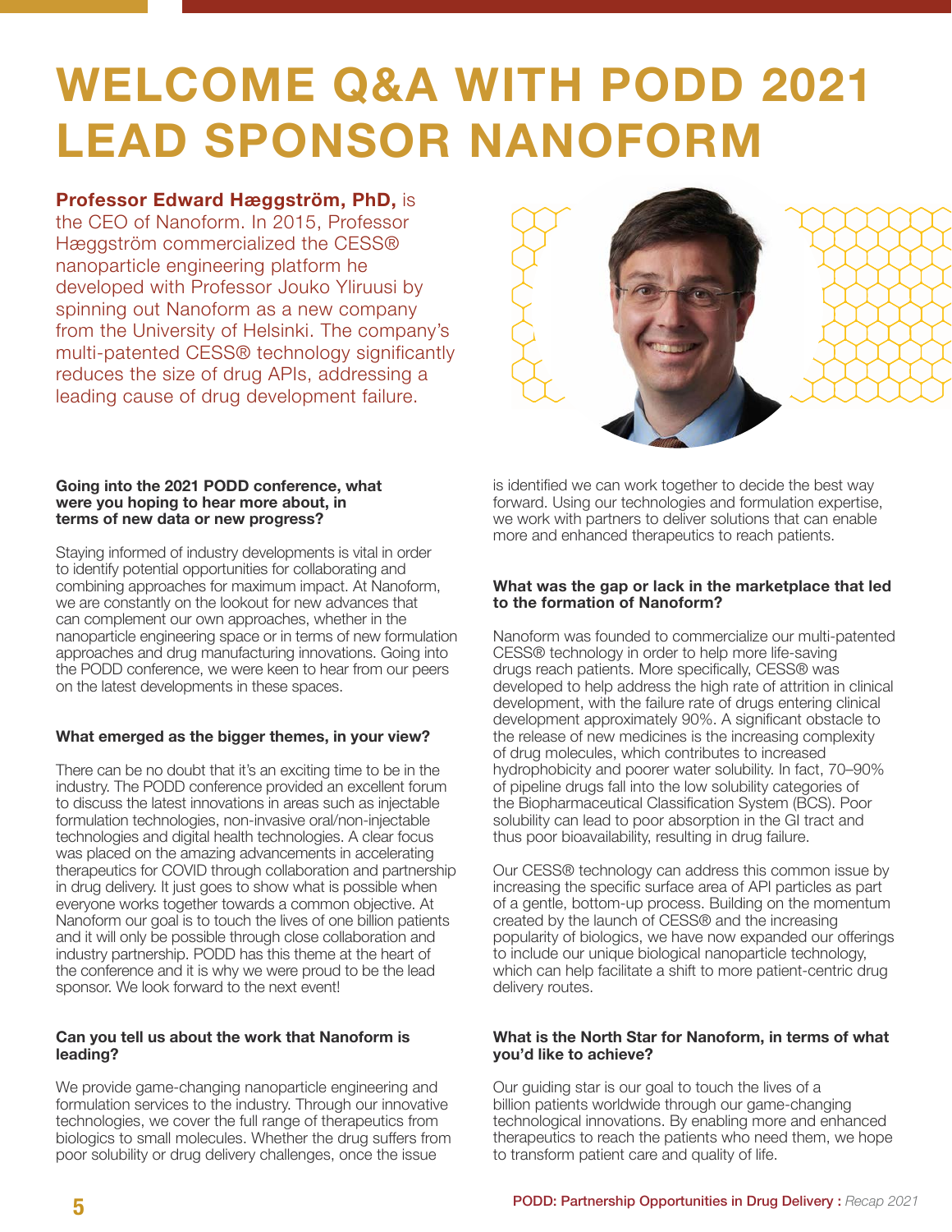# WELCOME Q&A WITH PODD 2021 LEAD SPONSOR NANOFORM

**Professor Edward Hæggström, PhD,** is the CEO of Nanoform. In 2015, Professor Hæggström commercialized the CESS® nanoparticle engineering platform he developed with Professor Jouko Yliruusi by spinning out Nanoform as a new company from the University of Helsinki. The company's multi-patented CESS® technology significantly reduces the size of drug APIs, addressing a leading cause of drug development failure.

**Going into the 2021 PODD conference, what were you hoping to hear more about, in terms of new data or new progress?**

Staying informed of industry developments is vital in order to identify potential opportunities for collaborating and combining approaches for maximum impact. At Nanoform, we are constantly on the lookout for new advances that can complement our own approaches, whether in the nanoparticle engineering space or in terms of new formulation approaches and drug manufacturing innovations. Going into the PODD conference, we were keen to hear from our peers on the latest developments in these spaces.

**What emerged as the bigger themes, in your view?**

There can be no doubt that it's an exciting time to be in the industry. The PODD conference provided an excellent forum to discuss the latest innovations in areas such as injectable formulation technologies, non-invasive oral/non-injectable technologies and digital health technologies. A clear focus was placed on the amazing advancements in accelerating therapeutics for COVID through collaboration and partnership in drug delivery. It just goes to show what is possible when everyone works together towards a common objective. At Nanoform our goal is to touch the lives of one billion patients and it will only be possible through close collaboration and industry partnership. PODD has this theme at the heart of the conference and it is why we were proud to be the lead sponsor. We look forward to the next event!

**Can you tell us about the work that Nanoform is leading?**

We provide game-changing nanoparticle engineering and formulation services to the industry. Through our innovative technologies, we cover the full range of therapeutics from biologics to small molecules. Whether the drug suffers from poor solubility or drug delivery challenges, once the issue is identified we can work together to decide the best way forward. Using our technologies and formulation expertise, we work with partners to deliver solutions that can enable more and enhanced therapeutics to reach patients.

**What was the gap or lack in the marketplace that led to the formation of Nanoform?**

Nanoform was founded to commercialize our multi-patented CESS® technology in order to help more life-saving drugs reach patients. More specifically, CESS® was developed to help address the high rate of attrition in clinical development, with the failure rate of drugs entering clinical development approximately 90%. A significant obstacle to the release of new medicines is the increasing complexity of drug molecules, which contributes to increased hydrophobicity and poorer water solubility. In fact, 70–90% of pipeline drugs fall into the low solubility categories of the Biopharmaceutical Classification System (BCS). Poor solubility can lead to poor absorption in the GI tract and thus poor bioavailability, resulting in drug failure.

Our CESS® technology can address this common issue by increasing the specific surface area of API particles as part of a gentle, bottom-up process. Building on the momentum created by the launch of CESS® and the increasing popularity of biologics, we have now expanded our offerings to include our unique biological nanoparticle technology, which can help facilitate a shift to more patient-centric drug delivery routes.

**What is the North Star for Nanoform, in terms of what you'd like to achieve?**

Our guiding star is our goal to touch the lives of a billion patients worldwide through our game-changing technological innovations. By enabling more and enhanced therapeutics to reach the patients who need them, we hope to transform patient care and quality of life.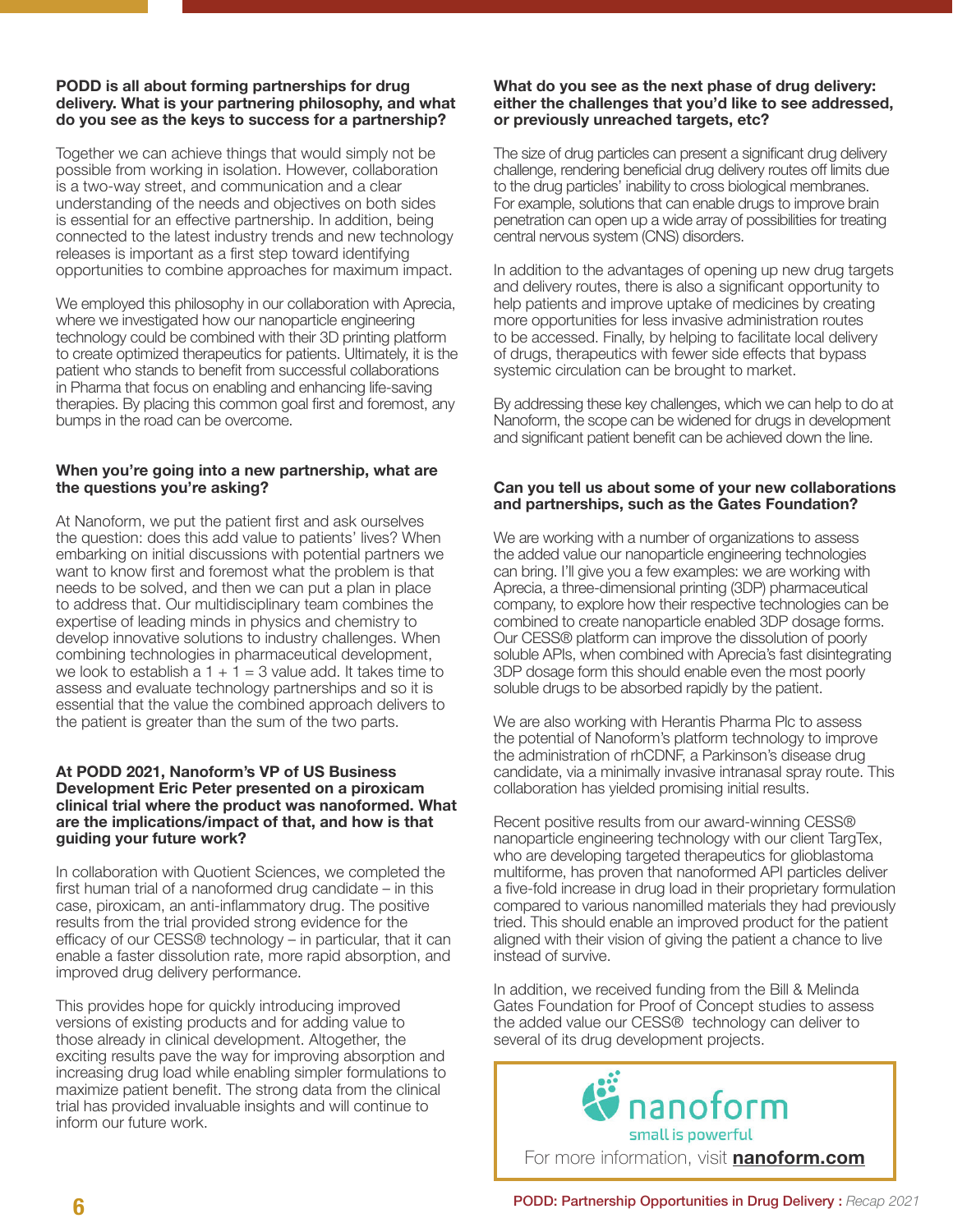**PODD is all about forming partnerships for drug delivery. What is your partnering philosophy, and what do you see as the keys to success for a partnership?**

Together we can achieve things that would simply not be possible from working in isolation. However, collaboration is a two-way street, and communication and a clear understanding of the needs and objectives on both sides is essential for an effective partnership. In addition, being connected to the latest industry trends and new technology releases is important as a first step toward identifying opportunities to combine approaches for maximum impact.

We employed this philosophy in our collaboration with Aprecia, where we investigated how our nanoparticle engineering technology could be combined with their 3D printing platform to create optimized therapeutics for patients. Ultimately, it is the patient who stands to benefit from successful collaborations in Pharma that focus on enabling and enhancing life-saving therapies. By placing this common goal first and foremost, any bumps in the road can be overcome.

**When you're going into a new partnership, what are the questions you're asking?**

At Nanoform, we put the patient first and ask ourselves the question: does this add value to patients' lives? When embarking on initial discussions with potential partners we want to know first and foremost what the problem is that needs to be solved, and then we can put a plan in place to address that. Our multidisciplinary team combines the expertise of leading minds in physics and chemistry to develop innovative solutions to industry challenges. When combining technologies in pharmaceutical development, we look to establish a 1 + 1 = 3 value add. It takes time to assess and evaluate technology partnerships and so it is essential that the value the combined approach delivers to the patient is greater than the sum of the two parts.

**At PODD 2021, Nanoform's VP of US Business Development Eric Peter presented on a piroxicam clinical trial where the product was nanoformed. What are the implications/impact of that, and how is that guiding your future work?**

In collaboration with Quotient Sciences, we completed the first human trial of a nanoformed drug candidate – in this case, piroxicam, an anti-inflammatory drug. The positive results from the trial provided strong evidence for the efficacy of our CESS® technology – in particular, that it can enable a faster dissolution rate, more rapid absorption, and improved drug delivery performance.

This provides hope for quickly introducing improved versions of existing products and for adding value to those already in clinical development. Altogether, the exciting results pave the way for improving absorption and increasing drug load while enabling simpler formulations to maximize patient benefit. The strong data from the clinical trial has provided invaluable insights and will continue to inform our future work.

**What do you see as the next phase of drug delivery: either the challenges that you'd like to see addressed, or previously unreached targets, etc?**

The size of drug particles can present a significant drug delivery challenge, rendering beneficial drug delivery routes off limits due to the drug particles' inability to cross biological membranes. For example, solutions that can enable drugs to improve brain penetration can open up a wide array of possibilities for treating central nervous system (CNS) disorders.

In addition to the advantages of opening up new drug targets and delivery routes, there is also a significant opportunity to help patients and improve uptake of medicines by creating more opportunities for less invasive administration routes to be accessed. Finally, by helping to facilitate local delivery of drugs, therapeutics with fewer side effects that bypass systemic circulation can be brought to market.

By addressing these key challenges, which we can help to do at Nanoform, the scope can be widened for drugs in development and significant patient benefit can be achieved down the line.

**Can you tell us about some of your new collaborations and partnerships, such as the Gates Foundation?**

We are working with a number of organizations to assess the added value our nanoparticle engineering technologies can bring. I'll give you a few examples: we are working with Aprecia, a three-dimensional printing (3DP) pharmaceutical company, to explore how their respective technologies can be combined to create nanoparticle enabled 3DP dosage forms. Our CESS® platform can improve the dissolution of poorly soluble APIs, when combined with Aprecia's fast disintegrating 3DP dosage form this should enable even the most poorly soluble drugs to be absorbed rapidly by the patient.

We are also working with Herantis Pharma Plc to assess the potential of Nanoform's platform technology to improve the administration of rhCDNF, a Parkinson's disease drug candidate, via a minimally invasive intranasal spray route. This collaboration has yielded promising initial results.

Recent positive results from our award-winning CESS® nanoparticle engineering technology with our client TargTex, who are developing targeted therapeutics for glioblastoma multiforme, has proven that nanoformed API particles deliver a five-fold increase in drug load in their proprietary formulation compared to various nanomilled materials they had previously tried. This should enable an improved product for the patient aligned with their vision of giving the patient a chance to live instead of survive.

In addition, we received funding from the Bill & Melinda Gates Foundation for Proof of Concept studies to assess the added value our CESS® technology can deliver to several of its drug development projects.

nanoform

small is powerful

For more information, visit **nanoform.com**